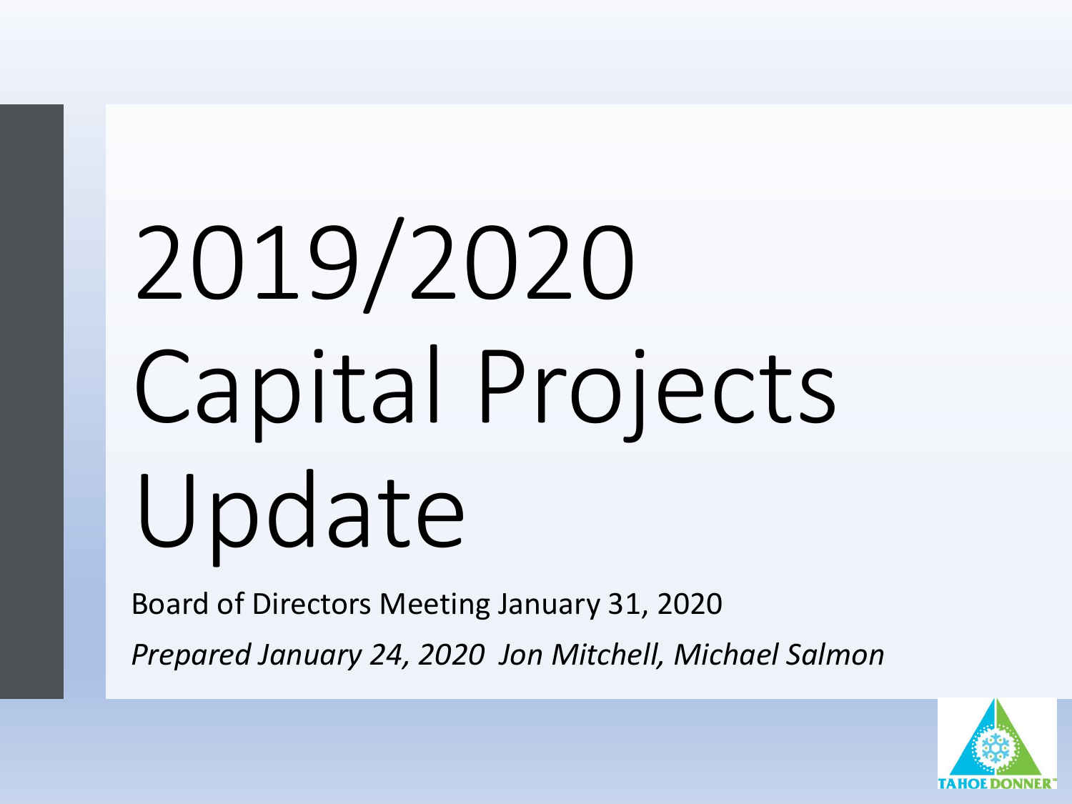# 2019/2020 Capital Projects Update

Board of Directors Meeting January 31, 2020

*Prepared January 24, 2020 Jon Mitchell, Michael Salmon*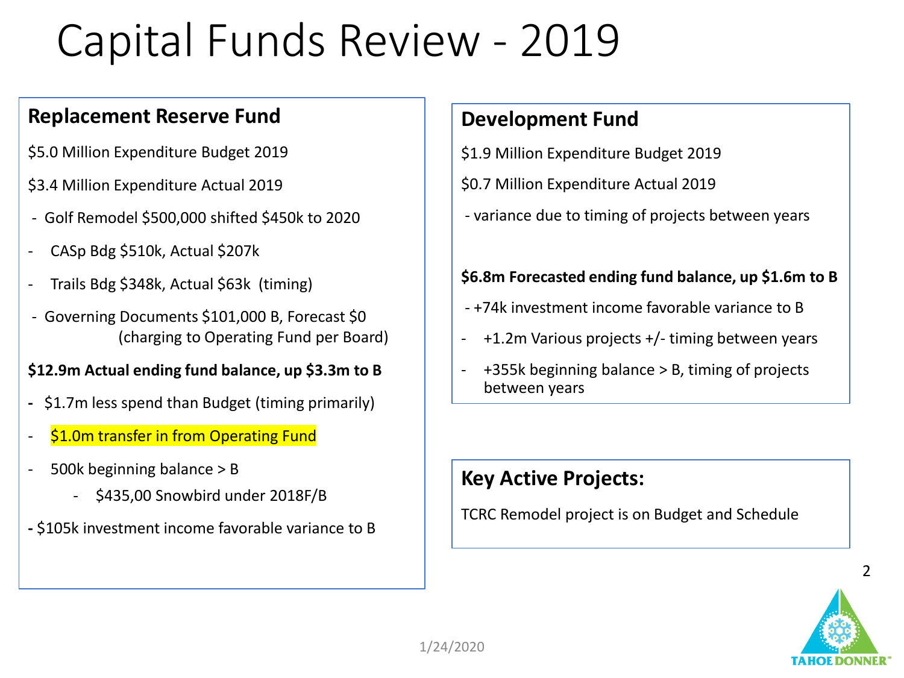# Capital Funds Review - 2019

## Replacement Reserve Fund

$5.0 Million Expenditure Budget 2019

$3.4 Million Expenditure Actual 2019

- Golf Remodel $500,000 shifted $450k to 2020
- CASp Bdg $510k, Actual $207k
- Trails Bdg $348k, Actual $63k (timing)
- Governing Documents $101,000 B, Forecast $0 (charging to Operating Fund per Board)

**$12.9m Actual ending fund balance, up $3.3m to B**

- $1.7m less spend than Budget (timing primarily)
- $1.0m transfer in from Operating Fund
- 500k beginning balance > B
  - $435,00 Snowbird under 2018F/B
- $105k investment income favorable variance to B

## Development Fund

$1.9 Million Expenditure Budget 2019

$0.7 Million Expenditure Actual 2019

- variance due to timing of projects between years

**$6.8m Forecasted ending fund balance, up $1.6m to B**

- +74k investment income favorable variance to B
- +1.2m Various projects +/- timing between years
- +355k beginning balance > B, timing of projects between years

## Key Active Projects:

TCRC Remodel project is on Budget and Schedule

1/24/2020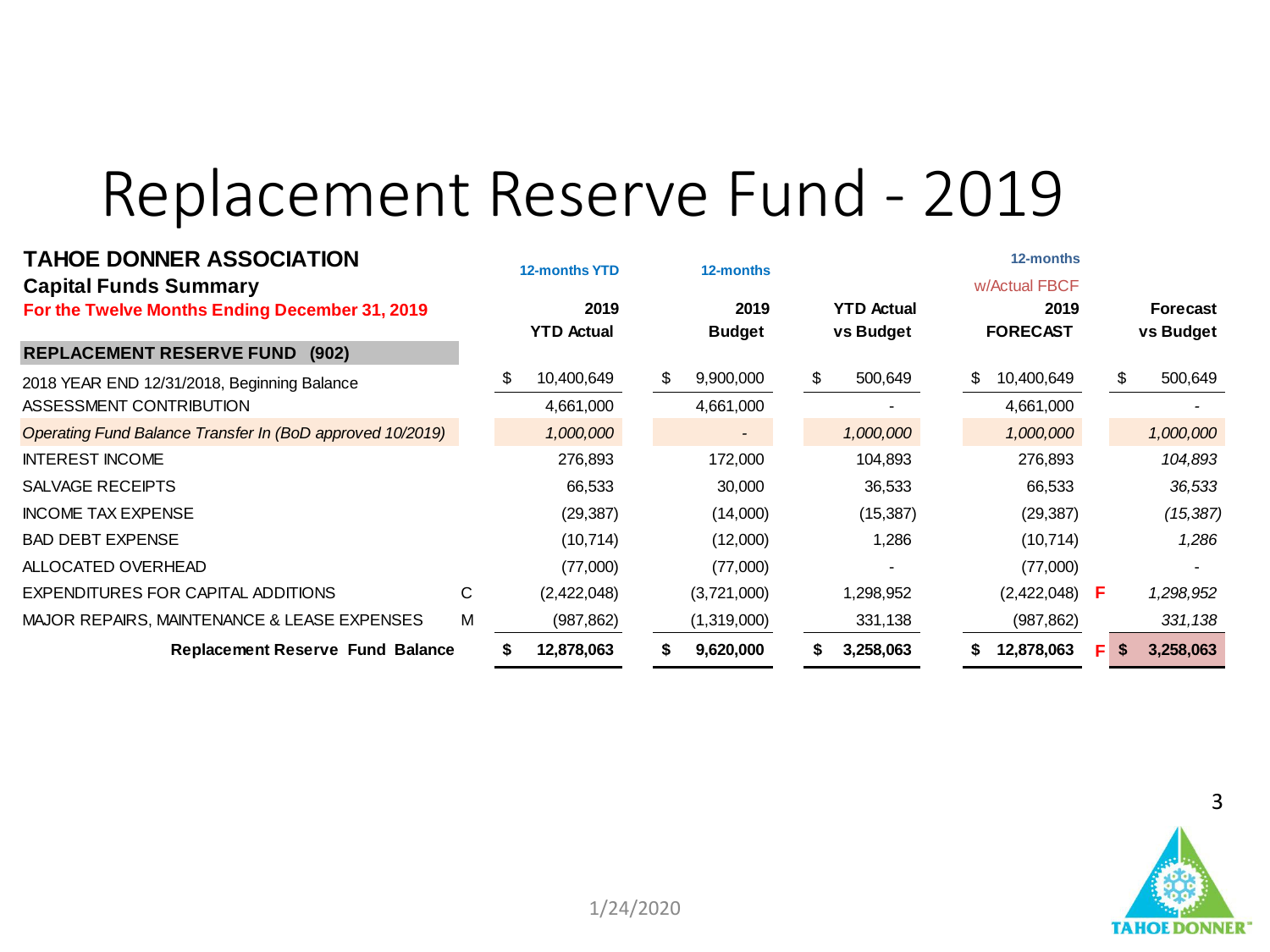# Replacement Reserve Fund - 2019

**TAHOE DONNER ASSOCIATION**
**Capital Funds Summary**
**For the Twelve Months Ending December 31, 2019**

| | | 12-months YTD 2019 YTD Actual | 12-months 2019 Budget | YTD Actual vs Budget | 12-months w/Actual FBCF 2019 FORECAST | | Forecast vs Budget |
|---|---|---|---|---|---|---|---|
| **REPLACEMENT RESERVE FUND (902)** | | | | | | | |
| 2018 YEAR END 12/31/2018, Beginning Balance | | $ 10,400,649 | $ 9,900,000 | $ 500,649 | $ 10,400,649 | | $ 500,649 |
| ASSESSMENT CONTRIBUTION | | 4,661,000 | 4,661,000 | - | 4,661,000 | | - |
| *Operating Fund Balance Transfer In (BoD approved 10/2019)* | | *1,000,000* | *-* | *1,000,000* | *1,000,000* | | *1,000,000* |
| INTEREST INCOME | | 276,893 | 172,000 | 104,893 | 276,893 | | *104,893* |
| SALVAGE RECEIPTS | | 66,533 | 30,000 | 36,533 | 66,533 | | *36,533* |
| INCOME TAX EXPENSE | | (29,387) | (14,000) | (15,387) | (29,387) | | *(15,387)* |
| BAD DEBT EXPENSE | | (10,714) | (12,000) | 1,286 | (10,714) | | *1,286* |
| ALLOCATED OVERHEAD | | (77,000) | (77,000) | - | (77,000) | | - |
| EXPENDITURES FOR CAPITAL ADDITIONS | C | (2,422,048) | (3,721,000) | 1,298,952 | (2,422,048) | F | *1,298,952* |
| MAJOR REPAIRS, MAINTENANCE & LEASE EXPENSES | M | (987,862) | (1,319,000) | 331,138 | (987,862) | | *331,138* |
| **Replacement Reserve Fund Balance** | | **$ 12,878,063** | **$ 9,620,000** | **$ 3,258,063** | **$ 12,878,063** | **F** | **$ 3,258,063** |

1/24/2020

TAHOE DONNER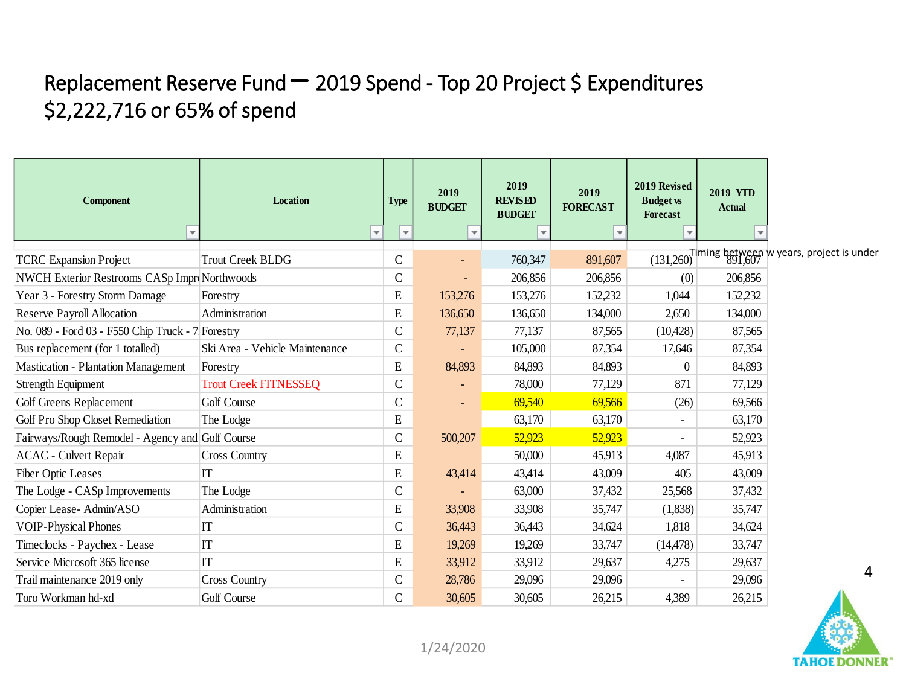# Replacement Reserve Fund – 2019 Spend - Top 20 Project $ Expenditures $2,222,716 or 65% of spend

| Component | Location | Type | 2019 BUDGET | 2019 REVISED BUDGET | 2019 FORECAST | 2019 Revised Budget vs Forecast | 2019 YTD Actual |
|---|---|---|---|---|---|---|---|
| TCRC Expansion Project | Trout Creek BLDG | C | - | 760,347 | 891,607 | (131,260) | 891,607 |
| NWCH Exterior Restrooms CASp Impr | Northwoods | C | - | 206,856 | 206,856 | (0) | 206,856 |
| Year 3 - Forestry Storm Damage | Forestry | E | 153,276 | 153,276 | 152,232 | 1,044 | 152,232 |
| Reserve Payroll Allocation | Administration | E | 136,650 | 136,650 | 134,000 | 2,650 | 134,000 |
| No. 089 - Ford 03 - F550 Chip Truck - 7 | Forestry | C | 77,137 | 77,137 | 87,565 | (10,428) | 87,565 |
| Bus replacement (for 1 totalled) | Ski Area - Vehicle Maintenance | C | - | 105,000 | 87,354 | 17,646 | 87,354 |
| Mastication - Plantation Management | Forestry | E | 84,893 | 84,893 | 84,893 | 0 | 84,893 |
| Strength Equipment | Trout Creek FITNESSEQ | C | - | 78,000 | 77,129 | 871 | 77,129 |
| Golf Greens Replacement | Golf Course | C | - | 69,540 | 69,566 | (26) | 69,566 |
| Golf Pro Shop Closet Remediation | The Lodge | E | | 63,170 | 63,170 | - | 63,170 |
| Fairways/Rough Remodel - Agency and | Golf Course | C | 500,207 | 52,923 | 52,923 | - | 52,923 |
| ACAC - Culvert Repair | Cross Country | E | | 50,000 | 45,913 | 4,087 | 45,913 |
| Fiber Optic Leases | IT | E | 43,414 | 43,414 | 43,009 | 405 | 43,009 |
| The Lodge - CASp Improvements | The Lodge | C | - | 63,000 | 37,432 | 25,568 | 37,432 |
| Copier Lease- Admin/ASO | Administration | E | 33,908 | 33,908 | 35,747 | (1,838) | 35,747 |
| VOIP-Physical Phones | IT | C | 36,443 | 36,443 | 34,624 | 1,818 | 34,624 |
| Timeclocks - Paychex - Lease | IT | E | 19,269 | 19,269 | 33,747 | (14,478) | 33,747 |
| Service Microsoft 365 license | IT | E | 33,912 | 33,912 | 29,637 | 4,275 | 29,637 |
| Trail maintenance 2019 only | Cross Country | C | 28,786 | 29,096 | 29,096 | - | 29,096 |
| Toro Workman hd-xd | Golf Course | C | 30,605 | 30,605 | 26,215 | 4,389 | 26,215 |

Timing between w years, project is under

1/24/2020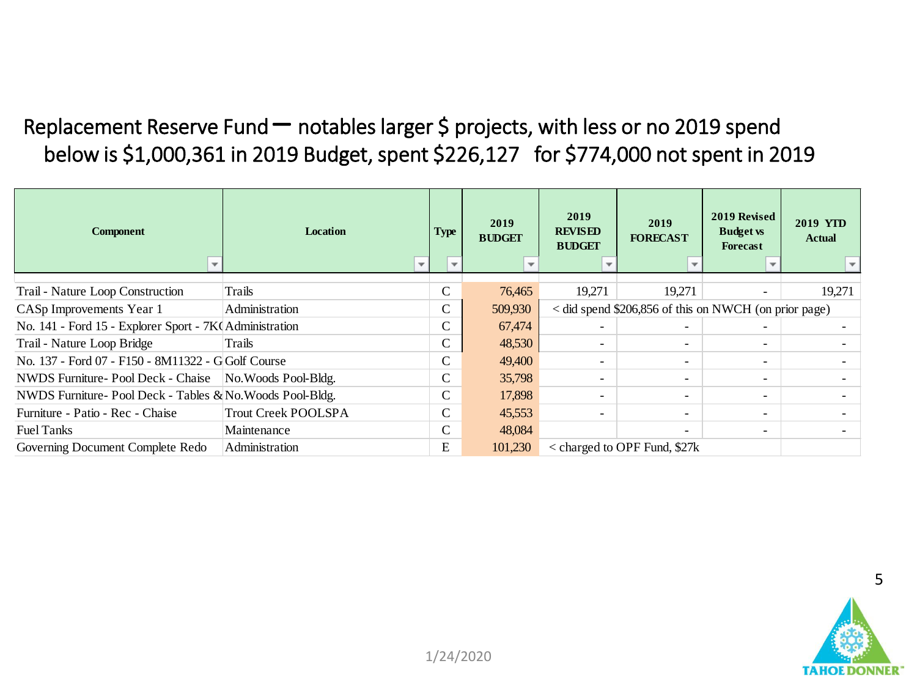# Replacement Reserve Fund – notables larger $ projects, with less or no 2019 spend

below is $1,000,361 in 2019 Budget, spent $226,127 for $774,000 not spent in 2019

| Component | Location | Type | 2019 BUDGET | 2019 REVISED BUDGET | 2019 FORECAST | 2019 Revised Budget vs Forecast | 2019 YTD Actual |
|---|---|---|---|---|---|---|---|
| Trail - Nature Loop Construction | Trails | C | 76,465 | 19,271 | 19,271 | - | 19,271 |
| CASp Improvements Year 1 | Administration | C | 509,930 | < did spend $206,856 of this on NWCH (on prior page) | | | |
| No. 141 - Ford 15 - Explorer Sport - 7K( | Administration | C | 67,474 | - | - | - | - |
| Trail - Nature Loop Bridge | Trails | C | 48,530 | - | - | - | - |
| No. 137 - Ford 07 - F150 - 8M11322 - G | Golf Course | C | 49,400 | - | - | - | - |
| NWDS Furniture- Pool Deck - Chaise | No.Woods Pool-Bldg. | C | 35,798 | - | - | - | - |
| NWDS Furniture- Pool Deck - Tables & | No.Woods Pool-Bldg. | C | 17,898 | - | - | - | - |
| Furniture - Patio - Rec - Chaise | Trout Creek POOLSPA | C | 45,553 | - | - | - | - |
| Fuel Tanks | Maintenance | C | 48,084 | | - | - | - |
| Governing Document Complete Redo | Administration | E | 101,230 | < charged to OPF Fund, $27k | | | |

1/24/2020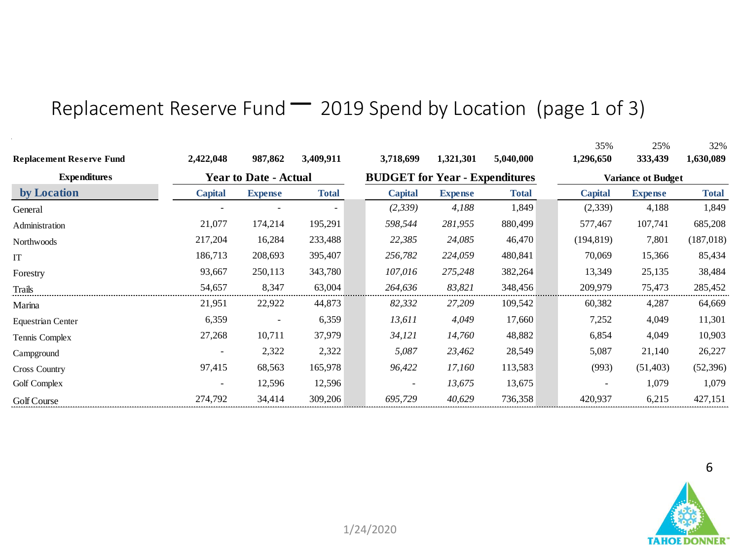# Replacement Reserve Fund – 2019 Spend by Location (page 1 of 3)

| Replacement Reserve Fund | 2,422,048 | 987,862 | 3,409,911 | 3,718,699 | 1,321,301 | 5,040,000 | 35%<br>1,296,650 | 25%<br>333,439 | 32%<br>1,630,089 |
|---|---|---|---|---|---|---|---|---|---|
| **Expenditures** | **Year to Date - Actual** | | | **BUDGET for Year - Expenditures** | | | **Variance ot Budget** | | |
| **by Location** | **Capital** | **Expense** | **Total** | **Capital** | **Expense** | **Total** | **Capital** | **Expense** | **Total** |
| General | - | - | - | *(2,339)* | *4,188* | 1,849 | (2,339) | 4,188 | 1,849 |
| Administration | 21,077 | 174,214 | 195,291 | *598,544* | *281,955* | 880,499 | 577,467 | 107,741 | 685,208 |
| Northwoods | 217,204 | 16,284 | 233,488 | *22,385* | *24,085* | 46,470 | (194,819) | 7,801 | (187,018) |
| IT | 186,713 | 208,693 | 395,407 | *256,782* | *224,059* | 480,841 | 70,069 | 15,366 | 85,434 |
| Forestry | 93,667 | 250,113 | 343,780 | *107,016* | *275,248* | 382,264 | 13,349 | 25,135 | 38,484 |
| Trails | 54,657 | 8,347 | 63,004 | *264,636* | *83,821* | 348,456 | 209,979 | 75,473 | 285,452 |
| Marina | 21,951 | 22,922 | 44,873 | *82,332* | *27,209* | 109,542 | 60,382 | 4,287 | 64,669 |
| Equestrian Center | 6,359 | - | 6,359 | *13,611* | *4,049* | 17,660 | 7,252 | 4,049 | 11,301 |
| Tennis Complex | 27,268 | 10,711 | 37,979 | *34,121* | *14,760* | 48,882 | 6,854 | 4,049 | 10,903 |
| Campground | - | 2,322 | 2,322 | *5,087* | *23,462* | 28,549 | 5,087 | 21,140 | 26,227 |
| Cross Country | 97,415 | 68,563 | 165,978 | *96,422* | *17,160* | 113,583 | (993) | (51,403) | (52,396) |
| Golf Complex | - | 12,596 | 12,596 | - | *13,675* | 13,675 | - | 1,079 | 1,079 |
| Golf Course | 274,792 | 34,414 | 309,206 | *695,729* | *40,629* | 736,358 | 420,937 | 6,215 | 427,151 |

1/24/2020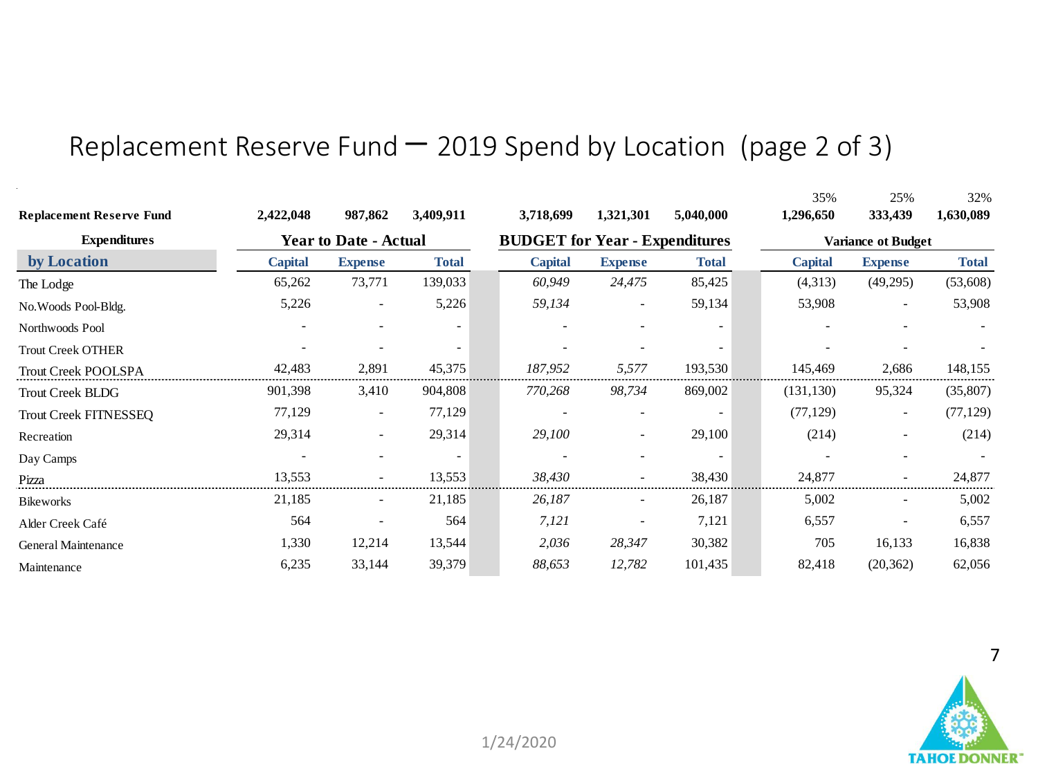# Replacement Reserve Fund – 2019 Spend by Location (page 2 of 3)

| Replacement Reserve Fund | 2,422,048 | 987,862 | 3,409,911 | 3,718,699 | 1,321,301 | 5,040,000 | 35% 1,296,650 | 25% 333,439 | 32% 1,630,089 |
|---|---|---|---|---|---|---|---|---|---|
| **Expenditures** | **Year to Date - Actual** | | | **BUDGET for Year - Expenditures** | | | **Variance ot Budget** | | |
| **by Location** | **Capital** | **Expense** | **Total** | **Capital** | **Expense** | **Total** | **Capital** | **Expense** | **Total** |
| The Lodge | 65,262 | 73,771 | 139,033 | *60,949* | *24,475* | 85,425 | (4,313) | (49,295) | (53,608) |
| No.Woods Pool-Bldg. | 5,226 | - | 5,226 | *59,134* | - | 59,134 | 53,908 | - | 53,908 |
| Northwoods Pool | - | - | - | - | - | - | - | - | - |
| Trout Creek OTHER | - | - | - | - | - | - | - | - | - |
| Trout Creek POOLSPA | 42,483 | 2,891 | 45,375 | *187,952* | *5,577* | 193,530 | 145,469 | 2,686 | 148,155 |
| Trout Creek BLDG | 901,398 | 3,410 | 904,808 | *770,268* | *98,734* | 869,002 | (131,130) | 95,324 | (35,807) |
| Trout Creek FITNESSEQ | 77,129 | - | 77,129 | - | - | - | (77,129) | - | (77,129) |
| Recreation | 29,314 | - | 29,314 | *29,100* | - | 29,100 | (214) | - | (214) |
| Day Camps | - | - | - | - | - | - | - | - | - |
| Pizza | 13,553 | - | 13,553 | *38,430* | - | 38,430 | 24,877 | - | 24,877 |
| Bikeworks | 21,185 | - | 21,185 | *26,187* | - | 26,187 | 5,002 | - | 5,002 |
| Alder Creek Café | 564 | - | 564 | *7,121* | - | 7,121 | 6,557 | - | 6,557 |
| General Maintenance | 1,330 | 12,214 | 13,544 | *2,036* | *28,347* | 30,382 | 705 | 16,133 | 16,838 |
| Maintenance | 6,235 | 33,144 | 39,379 | *88,653* | *12,782* | 101,435 | 82,418 | (20,362) | 62,056 |

1/24/2020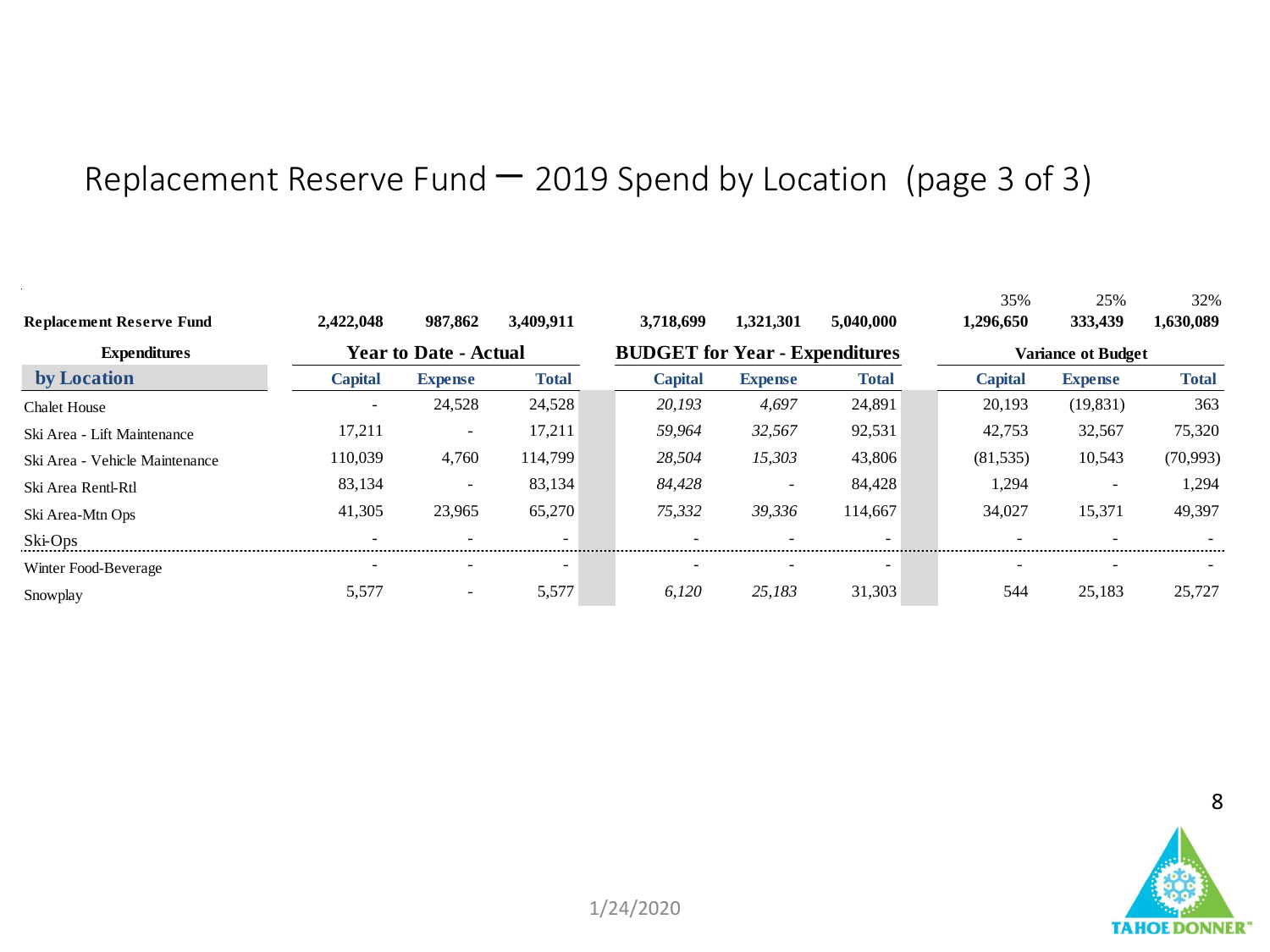# Replacement Reserve Fund – 2019 Spend by Location (page 3 of 3)

| Replacement Reserve Fund | 2,422,048 | 987,862 | 3,409,911 | 3,718,699 | 1,321,301 | 5,040,000 | 35%<br>1,296,650 | 25%<br>333,439 | 32%<br>1,630,089 |
|---|---|---|---|---|---|---|---|---|---|
| **Expenditures** | **Year to Date - Actual** | | | **BUDGET for Year - Expenditures** | | | **Variance ot Budget** | | |
| **by Location** | **Capital** | **Expense** | **Total** | **Capital** | **Expense** | **Total** | **Capital** | **Expense** | **Total** |
| Chalet House | - | 24,528 | 24,528 | *20,193* | *4,697* | 24,891 | 20,193 | (19,831) | 363 |
| Ski Area - Lift Maintenance | 17,211 | - | 17,211 | *59,964* | *32,567* | 92,531 | 42,753 | 32,567 | 75,320 |
| Ski Area - Vehicle Maintenance | 110,039 | 4,760 | 114,799 | *28,504* | *15,303* | 43,806 | (81,535) | 10,543 | (70,993) |
| Ski Area Rentl-Rtl | 83,134 | - | 83,134 | *84,428* | - | 84,428 | 1,294 | - | 1,294 |
| Ski Area-Mtn Ops | 41,305 | 23,965 | 65,270 | *75,332* | *39,336* | 114,667 | 34,027 | 15,371 | 49,397 |
| Ski-Ops | - | - | - | - | - | - | - | - | - |
| Winter Food-Beverage | - | - | - | - | - | - | - | - | - |
| Snowplay | 5,577 | - | 5,577 | *6,120* | *25,183* | 31,303 | 544 | 25,183 | 25,727 |

1/24/2020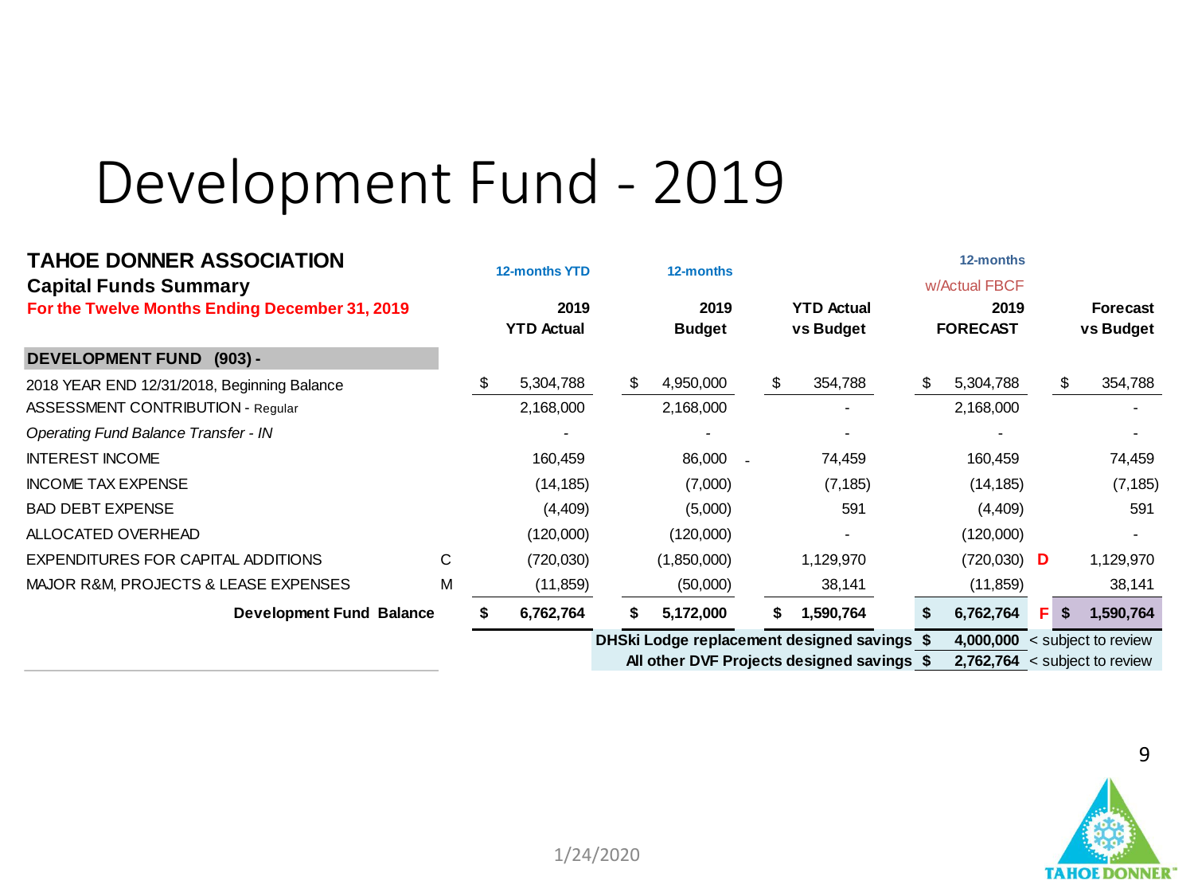# Development Fund - 2019

**TAHOE DONNER ASSOCIATION**
**Capital Funds Summary**
**For the Twelve Months Ending December 31, 2019**

| DEVELOPMENT FUND (903) - | | 12-months YTD 2019 YTD Actual | 12-months 2019 Budget | YTD Actual vs Budget | 12-months w/Actual FBCF 2019 FORECAST | | Forecast vs Budget |
|---|---|---|---|---|---|---|---|
| 2018 YEAR END 12/31/2018, Beginning Balance | | $ 5,304,788 | $ 4,950,000 | $ 354,788 | $ 5,304,788 | | $ 354,788 |
| ASSESSMENT CONTRIBUTION - Regular | | 2,168,000 | 2,168,000 | - | 2,168,000 | | - |
| *Operating Fund Balance Transfer - IN* | | - | - | - | - | | - |
| INTEREST INCOME | | 160,459 | 86,000 - | 74,459 | 160,459 | | 74,459 |
| INCOME TAX EXPENSE | | (14,185) | (7,000) | (7,185) | (14,185) | | (7,185) |
| BAD DEBT EXPENSE | | (4,409) | (5,000) | 591 | (4,409) | | 591 |
| ALLOCATED OVERHEAD | | (120,000) | (120,000) | - | (120,000) | | - |
| EXPENDITURES FOR CAPITAL ADDITIONS | C | (720,030) | (1,850,000) | 1,129,970 | (720,030) | D | 1,129,970 |
| MAJOR R&M, PROJECTS & LEASE EXPENSES | M | (11,859) | (50,000) | 38,141 | (11,859) | | 38,141 |
| **Development Fund Balance** | | **$ 6,762,764** | **$ 5,172,000** | **$ 1,590,764** | **$ 6,762,764** | **F** | **$ 1,590,764** |
| | | | **DHSki Lodge replacement designed savings** | | **$ 4,000,000** | < subject to review | |
| | | | **All other DVF Projects designed savings** | | **$ 2,762,764** | < subject to review | |

1/24/2020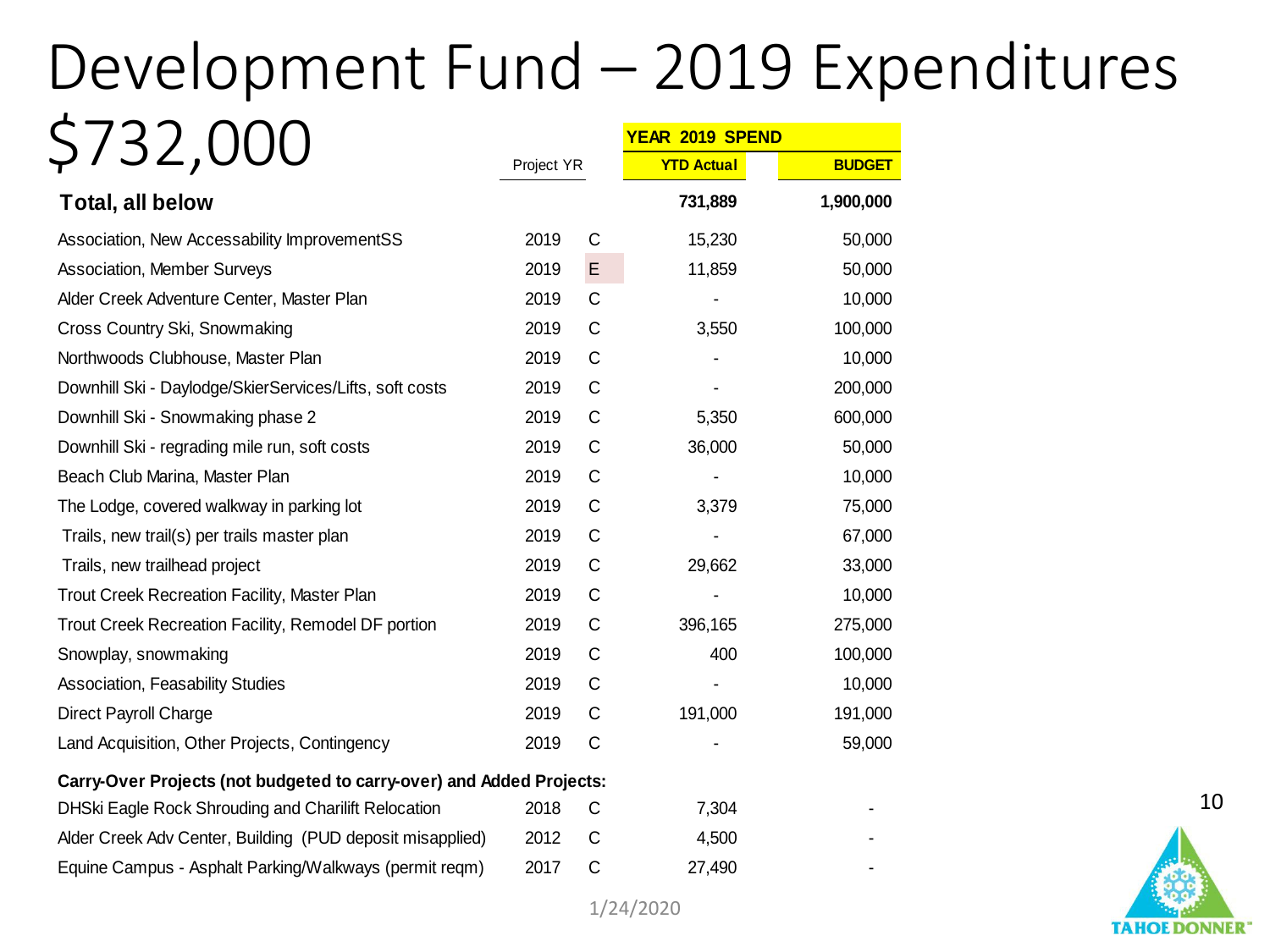# Development Fund – 2019 Expenditures $732,000

| | Project YR | | YEAR 2019 SPEND YTD Actual | BUDGET |
|---|---|---|---|---|
| **Total, all below** | | | **731,889** | **1,900,000** |
| Association, New Accessability ImprovementSS | 2019 | C | 15,230 | 50,000 |
| Association, Member Surveys | 2019 | E | 11,859 | 50,000 |
| Alder Creek Adventure Center, Master Plan | 2019 | C | - | 10,000 |
| Cross Country Ski, Snowmaking | 2019 | C | 3,550 | 100,000 |
| Northwoods Clubhouse, Master Plan | 2019 | C | - | 10,000 |
| Downhill Ski - Daylodge/SkierServices/Lifts, soft costs | 2019 | C | - | 200,000 |
| Downhill Ski - Snowmaking phase 2 | 2019 | C | 5,350 | 600,000 |
| Downhill Ski - regrading mile run, soft costs | 2019 | C | 36,000 | 50,000 |
| Beach Club Marina, Master Plan | 2019 | C | - | 10,000 |
| The Lodge, covered walkway in parking lot | 2019 | C | 3,379 | 75,000 |
| Trails, new trail(s) per trails master plan | 2019 | C | - | 67,000 |
| Trails, new trailhead project | 2019 | C | 29,662 | 33,000 |
| Trout Creek Recreation Facility, Master Plan | 2019 | C | - | 10,000 |
| Trout Creek Recreation Facility, Remodel DF portion | 2019 | C | 396,165 | 275,000 |
| Snowplay, snowmaking | 2019 | C | 400 | 100,000 |
| Association, Feasability Studies | 2019 | C | - | 10,000 |
| Direct Payroll Charge | 2019 | C | 191,000 | 191,000 |
| Land Acquisition, Other Projects, Contingency | 2019 | C | - | 59,000 |
| **Carry-Over Projects (not budgeted to carry-over) and Added Projects:** | | | | |
| DHSki Eagle Rock Shrouding and Charilift Relocation | 2018 | C | 7,304 | - |
| Alder Creek Adv Center, Building (PUD deposit misapplied) | 2012 | C | 4,500 | - |
| Equine Campus - Asphalt Parking/Walkways (permit reqm) | 2017 | C | 27,490 | - |

1/24/2020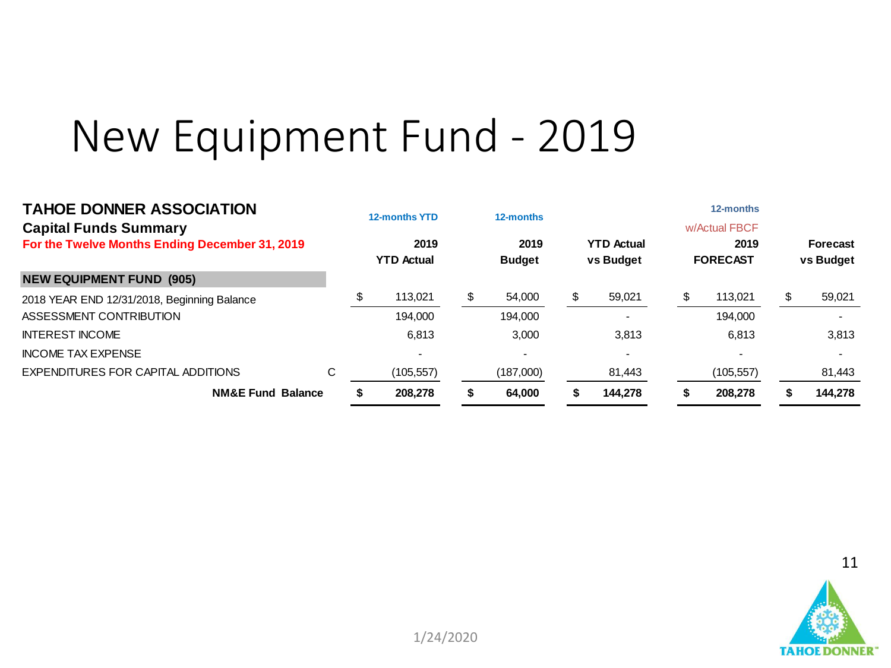# New Equipment Fund - 2019

**TAHOE DONNER ASSOCIATION**
**Capital Funds Summary**
**For the Twelve Months Ending December 31, 2019**

| | | 12-months YTD 2019 YTD Actual | 12-months 2019 Budget | YTD Actual vs Budget | 12-months w/Actual FBCF 2019 FORECAST | Forecast vs Budget |
|---|---|---|---|---|---|---|
| **NEW EQUIPMENT FUND (905)** | | | | | | |
| 2018 YEAR END 12/31/2018, Beginning Balance | | $ 113,021 | $ 54,000 | $ 59,021 | $ 113,021 | $ 59,021 |
| ASSESSMENT CONTRIBUTION | | 194,000 | 194,000 | - | 194,000 | - |
| INTEREST INCOME | | 6,813 | 3,000 | 3,813 | 6,813 | 3,813 |
| INCOME TAX EXPENSE | | - | - | - | - | - |
| EXPENDITURES FOR CAPITAL ADDITIONS | C | (105,557) | (187,000) | 81,443 | (105,557) | 81,443 |
| **NM&E Fund Balance** | | **$ 208,278** | **$ 64,000** | **$ 144,278** | **$ 208,278** | **$ 144,278** |

1/24/2020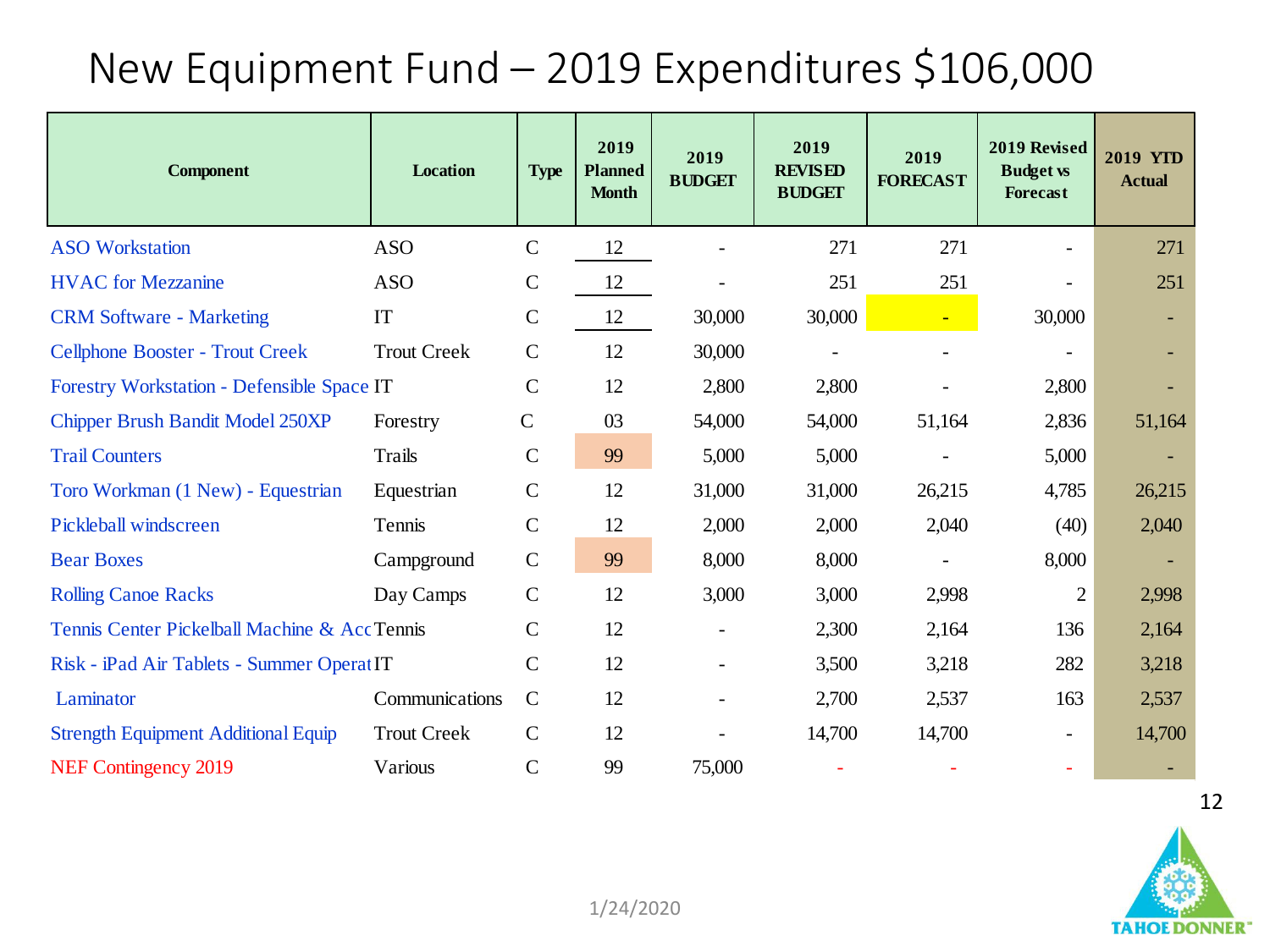# New Equipment Fund – 2019 Expenditures $106,000

| Component | Location | Type | 2019 Planned Month | 2019 BUDGET | 2019 REVISED BUDGET | 2019 FORECAST | 2019 Revised Budget vs Forecast | 2019 YTD Actual |
|---|---|---|---|---|---|---|---|---|
| ASO Workstation | ASO | C | 12 | - | 271 | 271 | - | 271 |
| HVAC for Mezzanine | ASO | C | 12 | - | 251 | 251 | - | 251 |
| CRM Software - Marketing | IT | C | 12 | 30,000 | 30,000 | - | 30,000 | - |
| Cellphone Booster - Trout Creek | Trout Creek | C | 12 | 30,000 | - | - | - | - |
| Forestry Workstation - Defensible Space | IT | C | 12 | 2,800 | 2,800 | - | 2,800 | - |
| Chipper Brush Bandit Model 250XP | Forestry | C | 03 | 54,000 | 54,000 | 51,164 | 2,836 | 51,164 |
| Trail Counters | Trails | C | 99 | 5,000 | 5,000 | - | 5,000 | - |
| Toro Workman (1 New) - Equestrian | Equestrian | C | 12 | 31,000 | 31,000 | 26,215 | 4,785 | 26,215 |
| Pickleball windscreen | Tennis | C | 12 | 2,000 | 2,000 | 2,040 | (40) | 2,040 |
| Bear Boxes | Campground | C | 99 | 8,000 | 8,000 | - | 8,000 | - |
| Rolling Canoe Racks | Day Camps | C | 12 | 3,000 | 3,000 | 2,998 | 2 | 2,998 |
| Tennis Center Pickelball Machine & Acc | Tennis | C | 12 | - | 2,300 | 2,164 | 136 | 2,164 |
| Risk - iPad Air Tablets - Summer Operat | IT | C | 12 | - | 3,500 | 3,218 | 282 | 3,218 |
| Laminator | Communications | C | 12 | - | 2,700 | 2,537 | 163 | 2,537 |
| Strength Equipment Additional Equip | Trout Creek | C | 12 | - | 14,700 | 14,700 | - | 14,700 |
| NEF Contingency 2019 | Various | C | 99 | 75,000 | - | - | - | - |

1/24/2020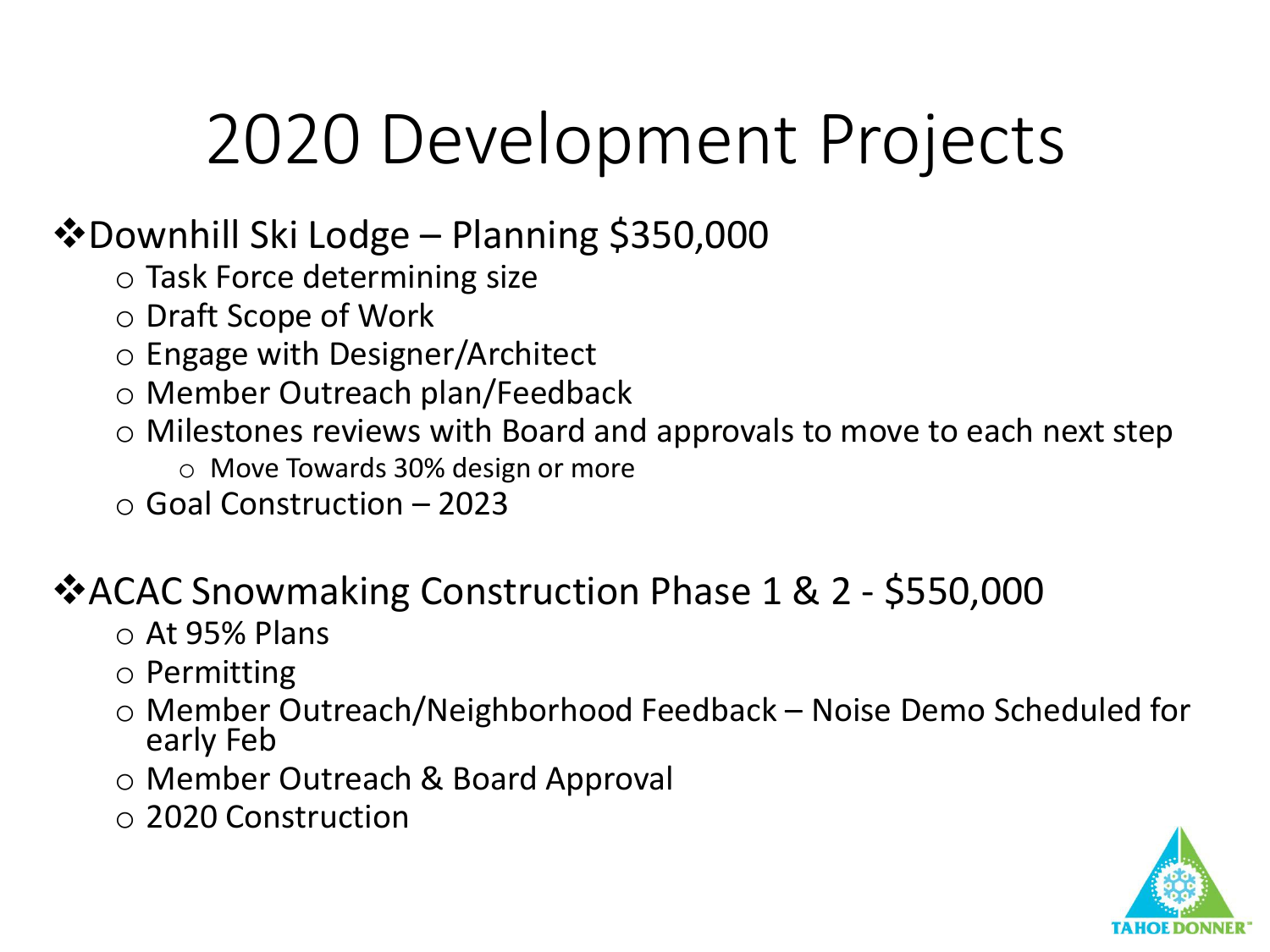# 2020 Development Projects

- Downhill Ski Lodge – Planning $350,000
  - Task Force determining size
  - Draft Scope of Work
  - Engage with Designer/Architect
  - Member Outreach plan/Feedback
  - Milestones reviews with Board and approvals to move to each next step
    - Move Towards 30% design or more
  - Goal Construction – 2023

- ACAC Snowmaking Construction Phase 1 & 2 - $550,000
  - At 95% Plans
  - Permitting
  - Member Outreach/Neighborhood Feedback – Noise Demo Scheduled for early Feb
  - Member Outreach & Board Approval
  - 2020 Construction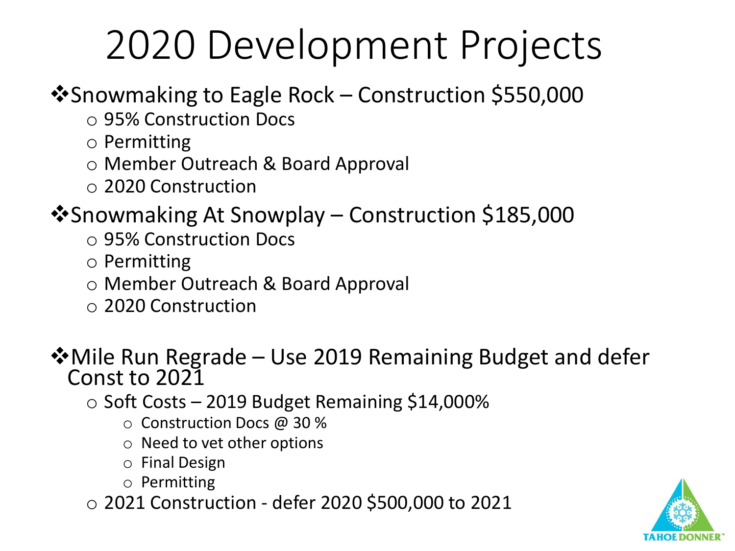# 2020 Development Projects

- Snowmaking to Eagle Rock – Construction $550,000
  - 95% Construction Docs
  - Permitting
  - Member Outreach & Board Approval
  - 2020 Construction
- Snowmaking At Snowplay – Construction $185,000
  - 95% Construction Docs
  - Permitting
  - Member Outreach & Board Approval
  - 2020 Construction
- Mile Run Regrade – Use 2019 Remaining Budget and defer Const to 2021
  - Soft Costs – 2019 Budget Remaining $14,000%
    - Construction Docs @ 30 %
    - Need to vet other options
    - Final Design
    - Permitting
  - 2021 Construction - defer 2020 $500,000 to 2021

TAHOE DONNER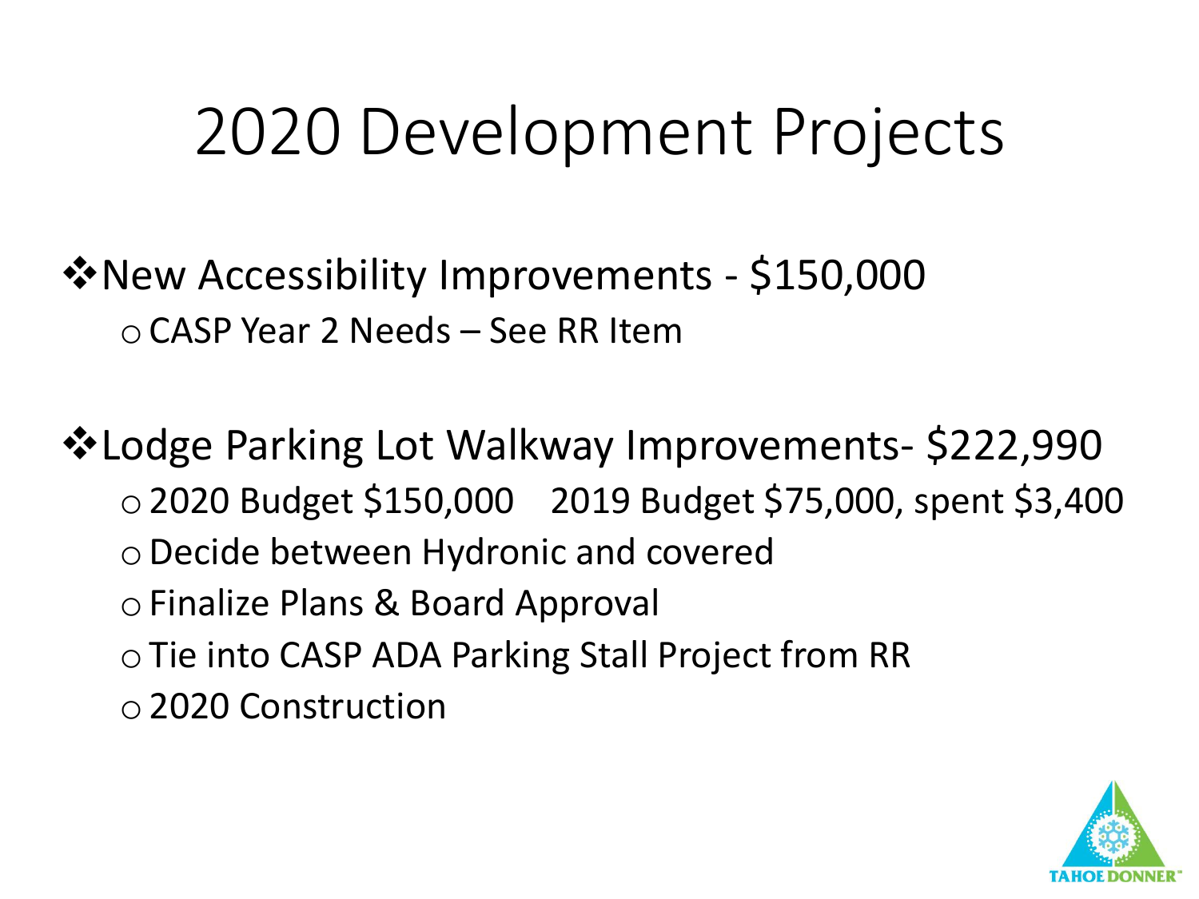# 2020 Development Projects

- New Accessibility Improvements - $150,000
  - CASP Year 2 Needs – See RR Item

- Lodge Parking Lot Walkway Improvements- $222,990
  - 2020 Budget $150,000    2019 Budget $75,000, spent $3,400
  - Decide between Hydronic and covered
  - Finalize Plans & Board Approval
  - Tie into CASP ADA Parking Stall Project from RR
  - 2020 Construction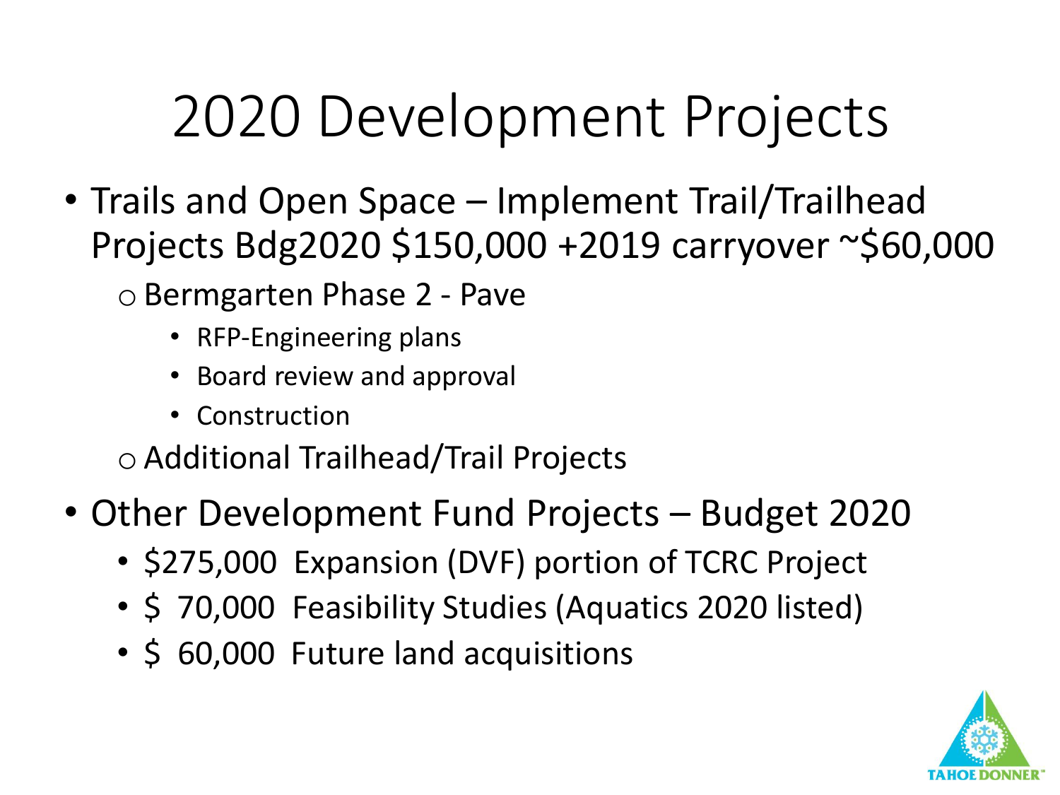# 2020 Development Projects

- Trails and Open Space – Implement Trail/Trailhead Projects Bdg2020 $150,000 +2019 carryover ~$60,000
  - Bermgarten Phase 2 - Pave
    - RFP-Engineering plans
    - Board review and approval
    - Construction
  - Additional Trailhead/Trail Projects
- Other Development Fund Projects – Budget 2020
  - $275,000 Expansion (DVF) portion of TCRC Project
  - $ 70,000 Feasibility Studies (Aquatics 2020 listed)
  - $ 60,000 Future land acquisitions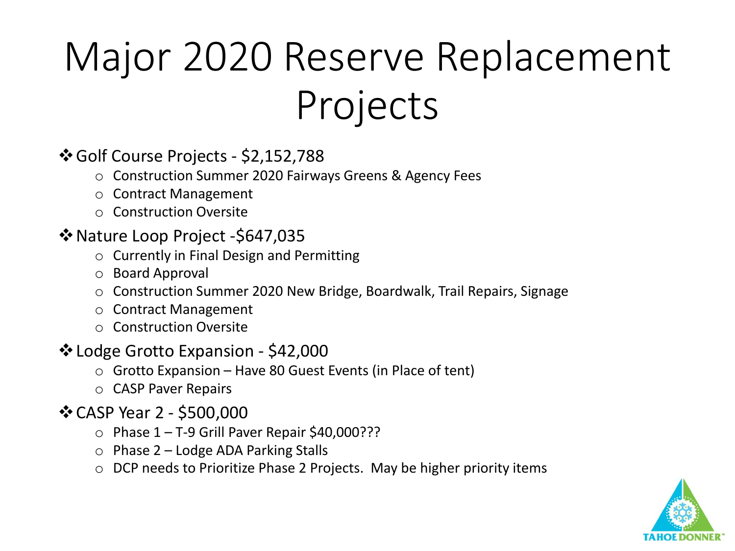# Major 2020 Reserve Replacement Projects

- Golf Course Projects - $2,152,788
  - Construction Summer 2020 Fairways Greens & Agency Fees
  - Contract Management
  - Construction Oversite
- Nature Loop Project -$647,035
  - Currently in Final Design and Permitting
  - Board Approval
  - Construction Summer 2020 New Bridge, Boardwalk, Trail Repairs, Signage
  - Contract Management
  - Construction Oversite
- Lodge Grotto Expansion - $42,000
  - Grotto Expansion – Have 80 Guest Events (in Place of tent)
  - CASP Paver Repairs
- CASP Year 2 - $500,000
  - Phase 1 – T-9 Grill Paver Repair $40,000???
  - Phase 2 – Lodge ADA Parking Stalls
  - DCP needs to Prioritize Phase 2 Projects. May be higher priority items

TAHOE DONNER™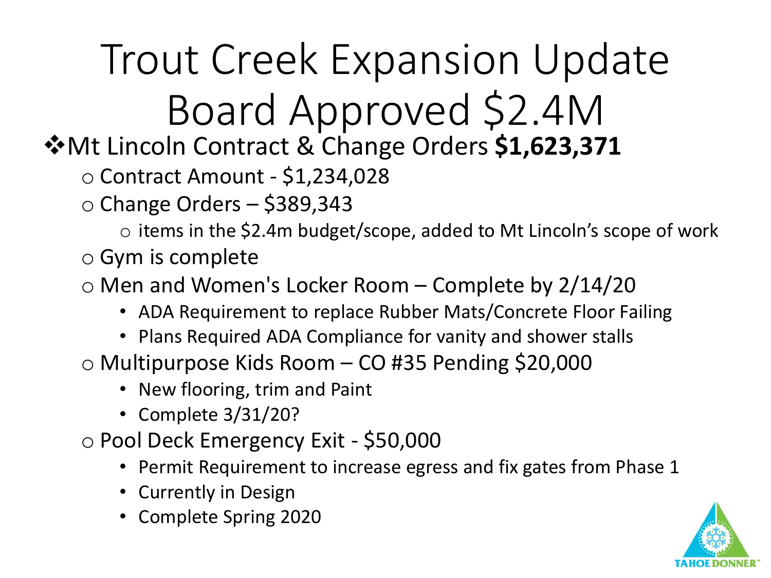# Trout Creek Expansion Update
# Board Approved $2.4M

- Mt Lincoln Contract & Change Orders **$1,623,371**
  - Contract Amount - $1,234,028
  - Change Orders – $389,343
    - items in the $2.4m budget/scope, added to Mt Lincoln's scope of work
  - Gym is complete
  - Men and Women's Locker Room – Complete by 2/14/20
    - ADA Requirement to replace Rubber Mats/Concrete Floor Failing
    - Plans Required ADA Compliance for vanity and shower stalls
  - Multipurpose Kids Room – CO #35 Pending $20,000
    - New flooring, trim and Paint
    - Complete 3/31/20?
  - Pool Deck Emergency Exit - $50,000
    - Permit Requirement to increase egress and fix gates from Phase 1
    - Currently in Design
    - Complete Spring 2020

TAHOE DONNER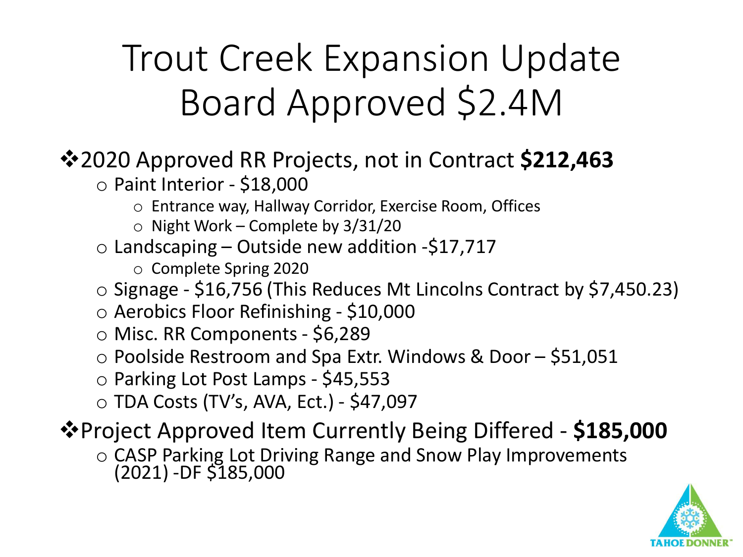# Trout Creek Expansion Update
# Board Approved $2.4M

- 2020 Approved RR Projects, not in Contract **$212,463**
  - Paint Interior - $18,000
    - Entrance way, Hallway Corridor, Exercise Room, Offices
    - Night Work – Complete by 3/31/20
  - Landscaping – Outside new addition -$17,717
    - Complete Spring 2020
  - Signage - $16,756 (This Reduces Mt Lincolns Contract by $7,450.23)
  - Aerobics Floor Refinishing - $10,000
  - Misc. RR Components - $6,289
  - Poolside Restroom and Spa Extr. Windows & Door – $51,051
  - Parking Lot Post Lamps - $45,553
  - TDA Costs (TV's, AVA, Ect.) - $47,097
- Project Approved Item Currently Being Differed - **$185,000**
  - CASP Parking Lot Driving Range and Snow Play Improvements (2021) -DF $185,000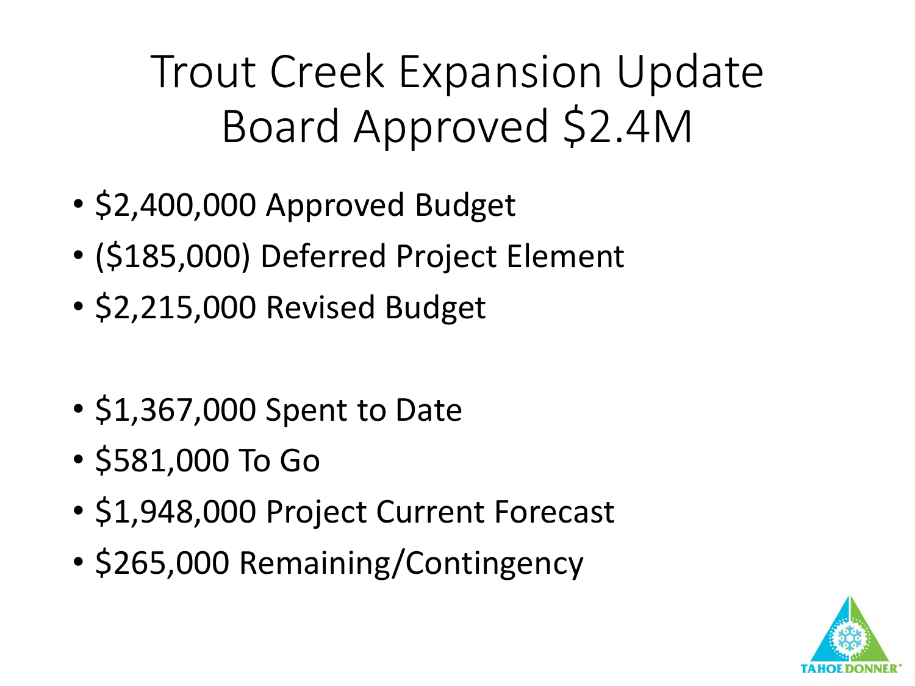# Trout Creek Expansion Update
# Board Approved $2.4M

- $2,400,000 Approved Budget
- ($185,000) Deferred Project Element
- $2,215,000 Revised Budget

- $1,367,000 Spent to Date
- $581,000 To Go
- $1,948,000 Project Current Forecast
- $265,000 Remaining/Contingency

TAHOE DONNER™